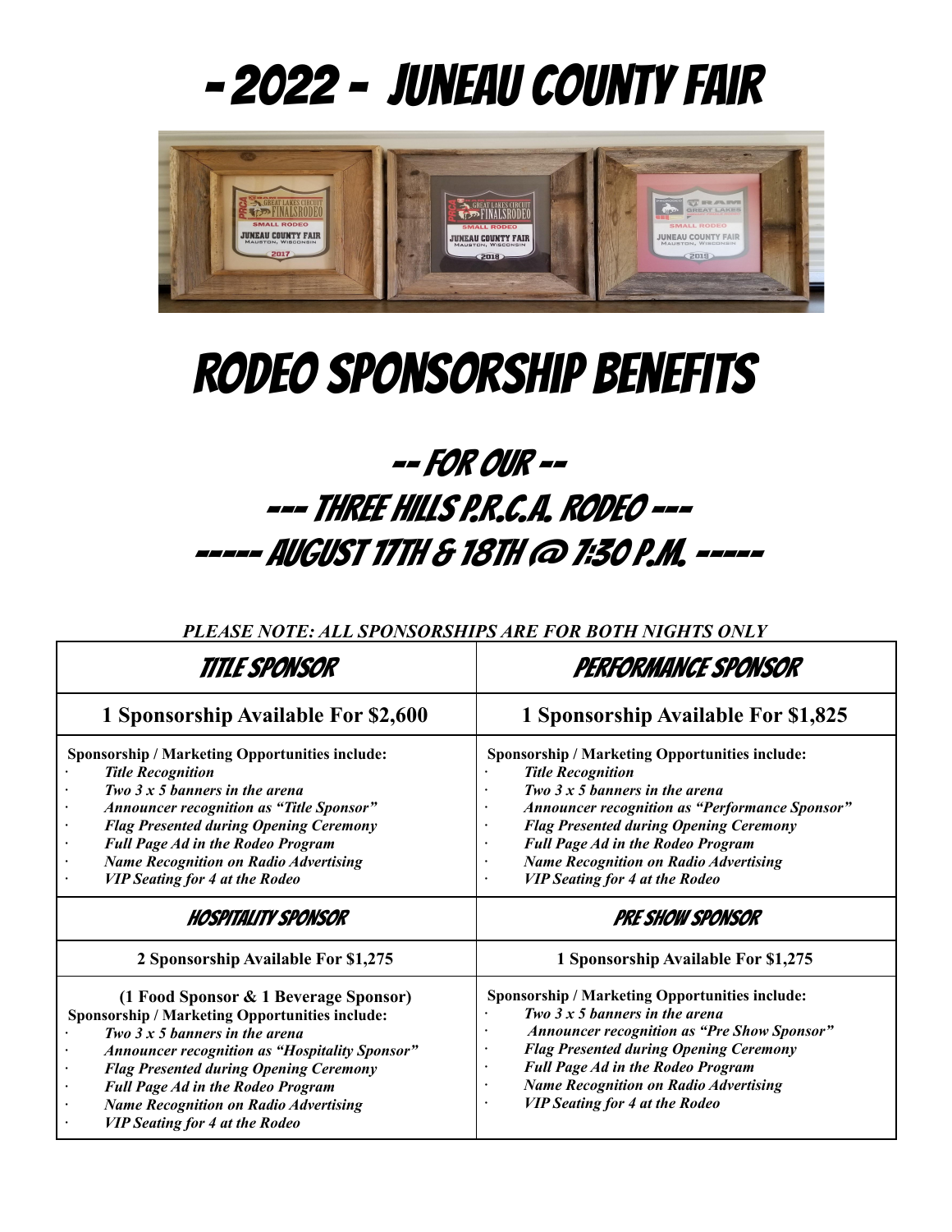# - 2022 - Juneau County Fair

# Rodeo Sponsorship Benefits

## -- For Our --
## --- Three Hills P.R.C.A. Rodeo ---
## ----- August 17th & 18th @ 7:30 P.M. -----

***PLEASE NOTE: ALL SPONSORSHIPS ARE FOR BOTH NIGHTS ONLY***

| TITLE SPONSOR | PERFORMANCE SPONSOR |
|---|---|
| **1 Sponsorship Available For $2,600** | **1 Sponsorship Available For $1,825** |
| **Sponsorship / Marketing Opportunities include:**<br>· ***Title Recognition***<br>· ***Two 3 x 5 banners in the arena***<br>· ***Announcer recognition as "Title Sponsor"***<br>· ***Flag Presented during Opening Ceremony***<br>· ***Full Page Ad in the Rodeo Program***<br>· ***Name Recognition on Radio Advertising***<br>· ***VIP Seating for 4 at the Rodeo*** | **Sponsorship / Marketing Opportunities include:**<br>· ***Title Recognition***<br>· ***Two 3 x 5 banners in the arena***<br>· ***Announcer recognition as "Performance Sponsor"***<br>· ***Flag Presented during Opening Ceremony***<br>· ***Full Page Ad in the Rodeo Program***<br>· ***Name Recognition on Radio Advertising***<br>· ***VIP Seating for 4 at the Rodeo*** |
| **HOSPITALITY SPONSOR** | **PRE SHOW SPONSOR** |
| **2 Sponsorship Available For $1,275** | **1 Sponsorship Available For $1,275** |
| **(1 Food Sponsor & 1 Beverage Sponsor)**<br>**Sponsorship / Marketing Opportunities include:**<br>· ***Two 3 x 5 banners in the arena***<br>· ***Announcer recognition as "Hospitality Sponsor"***<br>· ***Flag Presented during Opening Ceremony***<br>· ***Full Page Ad in the Rodeo Program***<br>· ***Name Recognition on Radio Advertising***<br>· ***VIP Seating for 4 at the Rodeo*** | **Sponsorship / Marketing Opportunities include:**<br>· ***Two 3 x 5 banners in the arena***<br>· ***Announcer recognition as "Pre Show Sponsor"***<br>· ***Flag Presented during Opening Ceremony***<br>· ***Full Page Ad in the Rodeo Program***<br>· ***Name Recognition on Radio Advertising***<br>· ***VIP Seating for 4 at the Rodeo*** |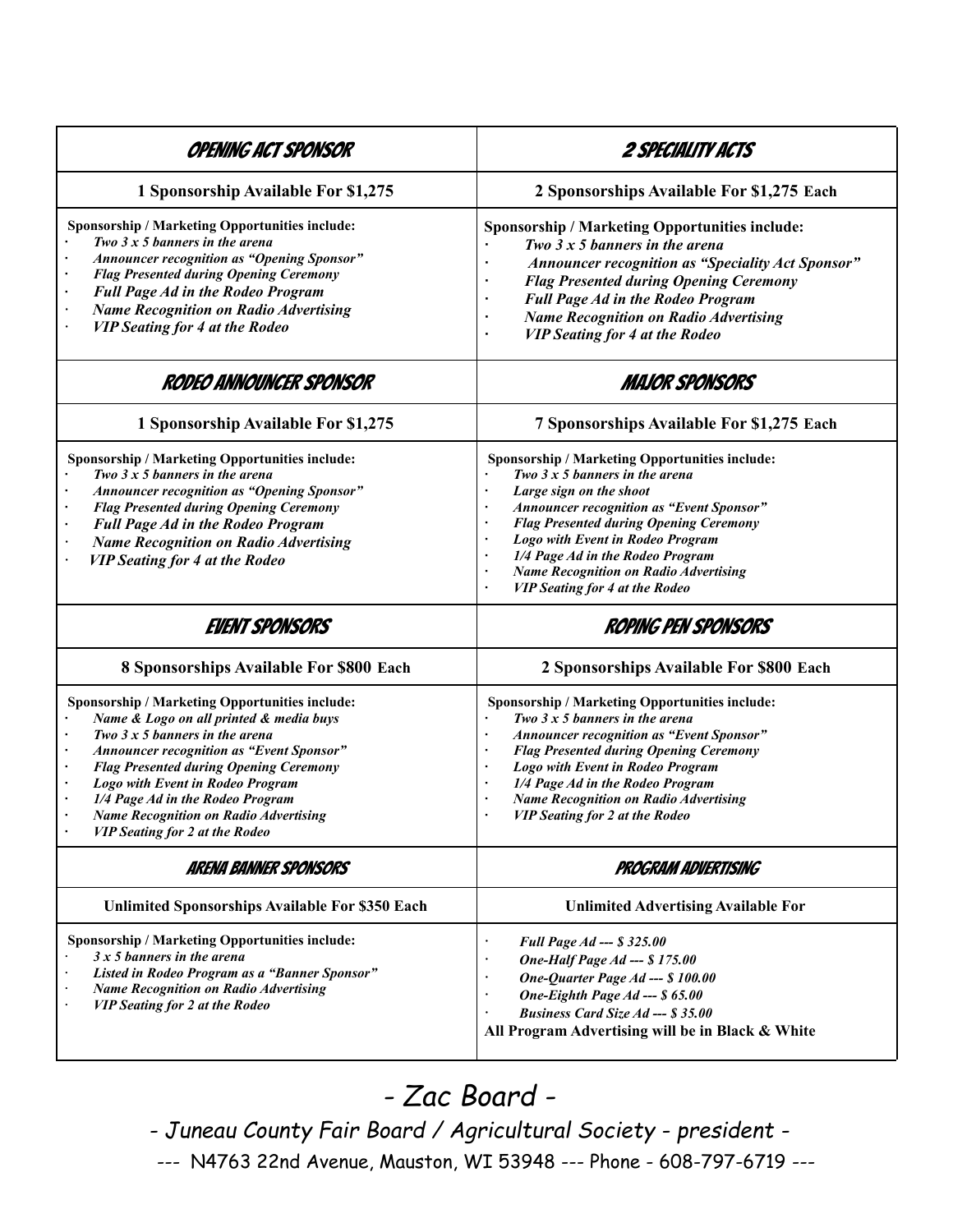## OPENING ACT SPONSOR

**1 Sponsorship Available For $1,275**

**Sponsorship / Marketing Opportunities include:**

- ***Two 3 x 5 banners in the arena***
- ***Announcer recognition as "Opening Sponsor"***
- ***Flag Presented during Opening Ceremony***
- ***Full Page Ad in the Rodeo Program***
- ***Name Recognition on Radio Advertising***
- ***VIP Seating for 4 at the Rodeo***

## 2 SPECIALITY ACTS

**2 Sponsorships Available For $1,275 Each**

**Sponsorship / Marketing Opportunities include:**

- ***Two 3 x 5 banners in the arena***
- ***Announcer recognition as "Speciality Act Sponsor"***
- ***Flag Presented during Opening Ceremony***
- ***Full Page Ad in the Rodeo Program***
- ***Name Recognition on Radio Advertising***
- ***VIP Seating for 4 at the Rodeo***

## RODEO ANNOUNCER SPONSOR

**1 Sponsorship Available For $1,275**

**Sponsorship / Marketing Opportunities include:**

- ***Two 3 x 5 banners in the arena***
- ***Announcer recognition as "Opening Sponsor"***
- ***Flag Presented during Opening Ceremony***
- ***Full Page Ad in the Rodeo Program***
- ***Name Recognition on Radio Advertising***
- ***VIP Seating for 4 at the Rodeo***

## MAJOR SPONSORS

**7 Sponsorships Available For $1,275 Each**

**Sponsorship / Marketing Opportunities include:**

- ***Two 3 x 5 banners in the arena***
- ***Large sign on the shoot***
- ***Announcer recognition as "Event Sponsor"***
- ***Flag Presented during Opening Ceremony***
- ***Logo with Event in Rodeo Program***
- ***1/4 Page Ad in the Rodeo Program***
- ***Name Recognition on Radio Advertising***
- ***VIP Seating for 4 at the Rodeo***

## EVENT SPONSORS

**8 Sponsorships Available For $800 Each**

**Sponsorship / Marketing Opportunities include:**

- ***Name & Logo on all printed & media buys***
- ***Two 3 x 5 banners in the arena***
- ***Announcer recognition as "Event Sponsor"***
- ***Flag Presented during Opening Ceremony***
- ***Logo with Event in Rodeo Program***
- ***1/4 Page Ad in the Rodeo Program***
- ***Name Recognition on Radio Advertising***
- ***VIP Seating for 2 at the Rodeo***

## ROPING PEN SPONSORS

**2 Sponsorships Available For $800 Each**

**Sponsorship / Marketing Opportunities include:**

- ***Two 3 x 5 banners in the arena***
- ***Announcer recognition as "Event Sponsor"***
- ***Flag Presented during Opening Ceremony***
- ***Logo with Event in Rodeo Program***
- ***1/4 Page Ad in the Rodeo Program***
- ***Name Recognition on Radio Advertising***
- ***VIP Seating for 2 at the Rodeo***

## ARENA BANNER SPONSORS

**Unlimited Sponsorships Available For $350 Each**

**Sponsorship / Marketing Opportunities include:**

- ***3 x 5 banners in the arena***
- ***Listed in Rodeo Program as a "Banner Sponsor"***
- ***Name Recognition on Radio Advertising***
- ***VIP Seating for 2 at the Rodeo***

## PROGRAM ADVERTISING

**Unlimited Advertising Available For**

- ***Full Page Ad --- $ 325.00***
- ***One-Half Page Ad --- $ 175.00***
- ***One-Quarter Page Ad --- $ 100.00***
- ***One-Eighth Page Ad --- $ 65.00***
- ***Business Card Size Ad --- $ 35.00***

**All Program Advertising will be in Black & White**

*- Zac Board -*

*- Juneau County Fair Board / Agricultural Society - president -*

--- N4763 22nd Avenue, Mauston, WI 53948 --- Phone - 608-797-6719 ---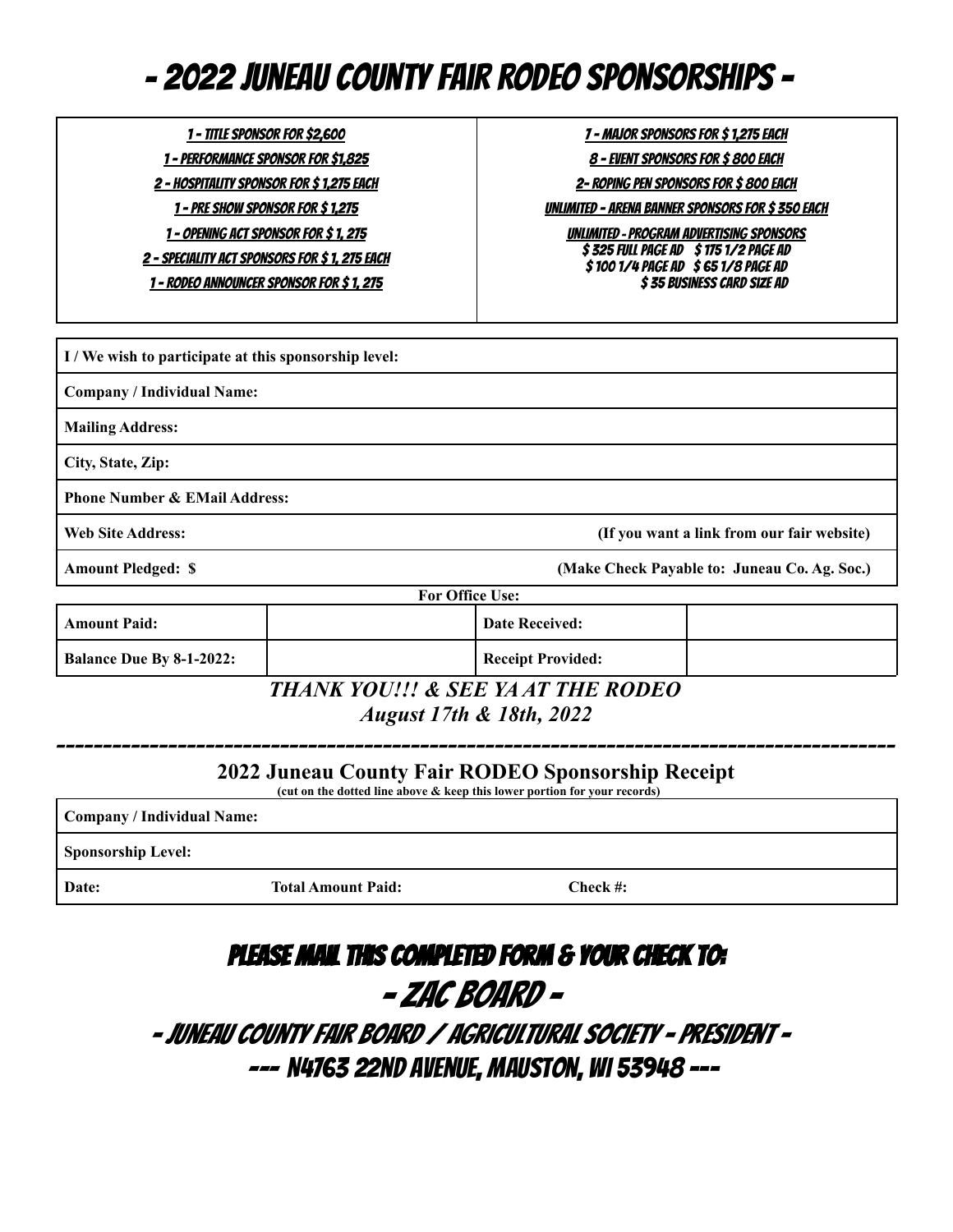# - 2022 JUNEAU COUNTY FAIR RODEO SPONSORSHIPS -

| | |
|---|---|
| 1 - TITLE SPONSOR FOR $2,600 | 1 - MAJOR SPONSORS FOR $ 1,275 EACH |
| 1 - PERFORMANCE SPONSOR FOR $1,825 | 8 - EVENT SPONSORS FOR $ 800 EACH |
| 2 - HOSPITALITY SPONSOR FOR $ 1,275 EACH | 2- ROPING PEN SPONSORS FOR $ 800 EACH |
| 1 - PRE SHOW SPONSOR FOR $ 1,275 | UNLIMITED - ARENA BANNER SPONSORS FOR $ 350 EACH |
| 1 - OPENING ACT SPONSOR FOR $ 1, 275 | UNLIMITED - PROGRAM ADVERTISING SPONSORS<br>$ 325 FULL PAGE AD $ 175 1/2 PAGE AD<br>$ 100 1/4 PAGE AD $ 65 1/8 PAGE AD<br>$ 35 BUSINESS CARD SIZE AD |
| 2 - SPECIALITY ACT SPONSORS FOR $ 1, 275 EACH | |
| 1 - RODEO ANNOUNCER SPONSOR FOR $ 1, 275 | |

| | |
|---|---|
| **I / We wish to participate at this sponsorship level:** | |
| **Company / Individual Name:** | |
| **Mailing Address:** | |
| **City, State, Zip:** | |
| **Phone Number & EMail Address:** | |
| **Web Site Address:** | **(If you want a link from our fair website)** |
| **Amount Pledged: $** | **(Make Check Payable to: Juneau Co. Ag. Soc.)** |

**For Office Use:**

| | | | |
|---|---|---|---|
| **Amount Paid:** | | **Date Received:** | |
| **Balance Due By 8-1-2022:** | | **Receipt Provided:** | |

***THANK YOU!!! & SEE YA AT THE RODEO***
***August 17th & 18th, 2022***

---

## 2022 Juneau County Fair RODEO Sponsorship Receipt

**(cut on the dotted line above & keep this lower portion for your records)**

| | | |
|---|---|---|
| **Company / Individual Name:** | | |
| **Sponsorship Level:** | | |
| **Date:** | **Total Amount Paid:** | **Check #:** |

## PLEASE MAIL THIS COMPLETED FORM & YOUR CHECK TO:

## - ZAC BOARD -

## - JUNEAU COUNTY FAIR BOARD / AGRICULTURAL SOCIETY - PRESIDENT -

## --- N4763 22ND AVENUE, MAUSTON, WI 53948 ---